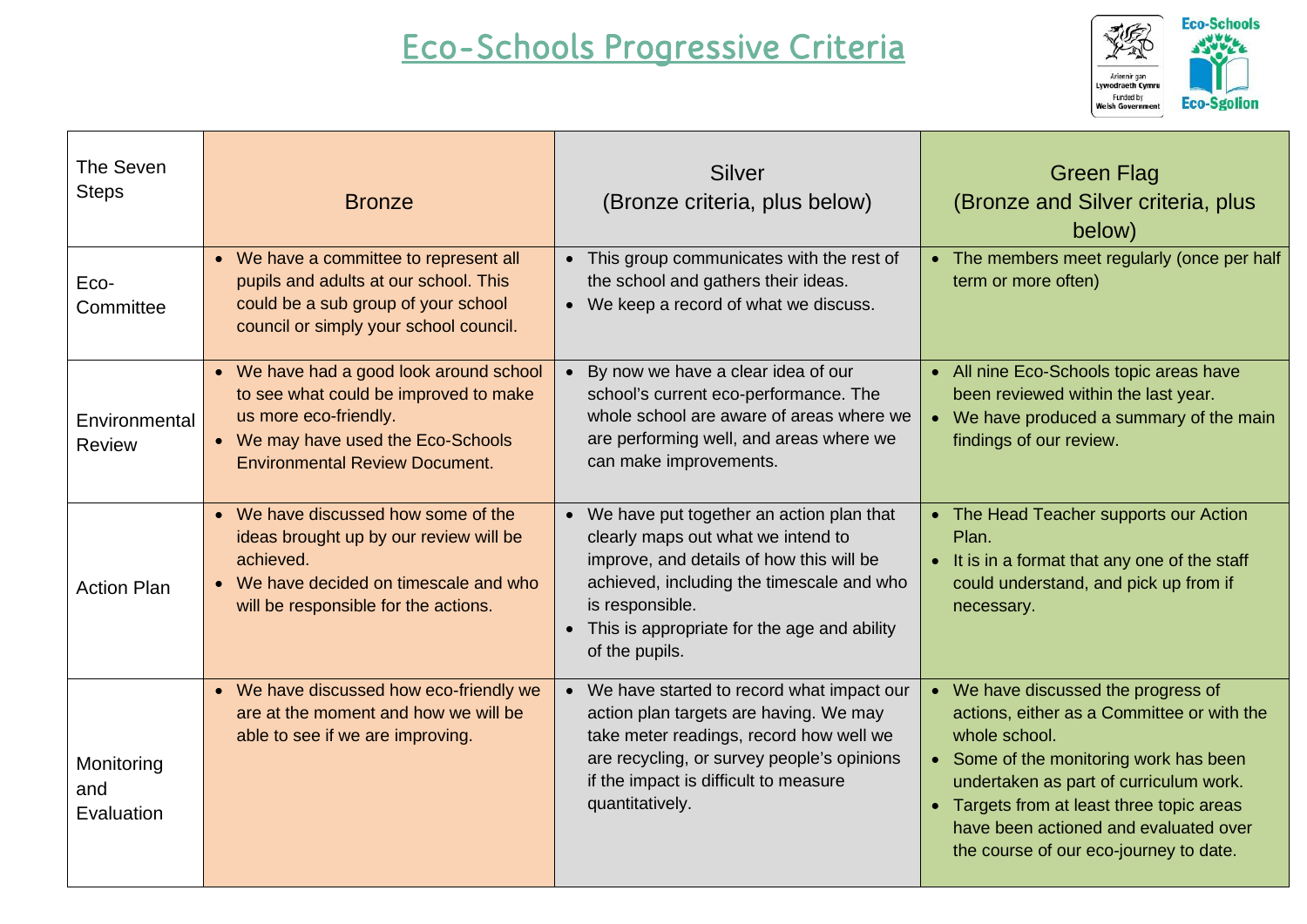# Eco-Schools Progressive Criteria

| The Seven Steps | Bronze | Silver (Bronze criteria, plus below) | Green Flag (Bronze and Silver criteria, plus below) |
|---|---|---|---|
| Eco-Committee | • We have a committee to represent all pupils and adults at our school. This could be a sub group of your school council or simply your school council. | • This group communicates with the rest of the school and gathers their ideas.<br>• We keep a record of what we discuss. | • The members meet regularly (once per half term or more often) |
| Environmental Review | • We have had a good look around school to see what could be improved to make us more eco-friendly.<br>• We may have used the Eco-Schools Environmental Review Document. | • By now we have a clear idea of our school's current eco-performance. The whole school are aware of areas where we are performing well, and areas where we can make improvements. | • All nine Eco-Schools topic areas have been reviewed within the last year.<br>• We have produced a summary of the main findings of our review. |
| Action Plan | • We have discussed how some of the ideas brought up by our review will be achieved.<br>• We have decided on timescale and who will be responsible for the actions. | • We have put together an action plan that clearly maps out what we intend to improve, and details of how this will be achieved, including the timescale and who is responsible.<br>• This is appropriate for the age and ability of the pupils. | • The Head Teacher supports our Action Plan.<br>• It is in a format that any one of the staff could understand, and pick up from if necessary. |
| Monitoring and Evaluation | • We have discussed how eco-friendly we are at the moment and how we will be able to see if we are improving. | • We have started to record what impact our action plan targets are having. We may take meter readings, record how well we are recycling, or survey people's opinions if the impact is difficult to measure quantitatively. | • We have discussed the progress of actions, either as a Committee or with the whole school.<br>• Some of the monitoring work has been undertaken as part of curriculum work.<br>• Targets from at least three topic areas have been actioned and evaluated over the course of our eco-journey to date. |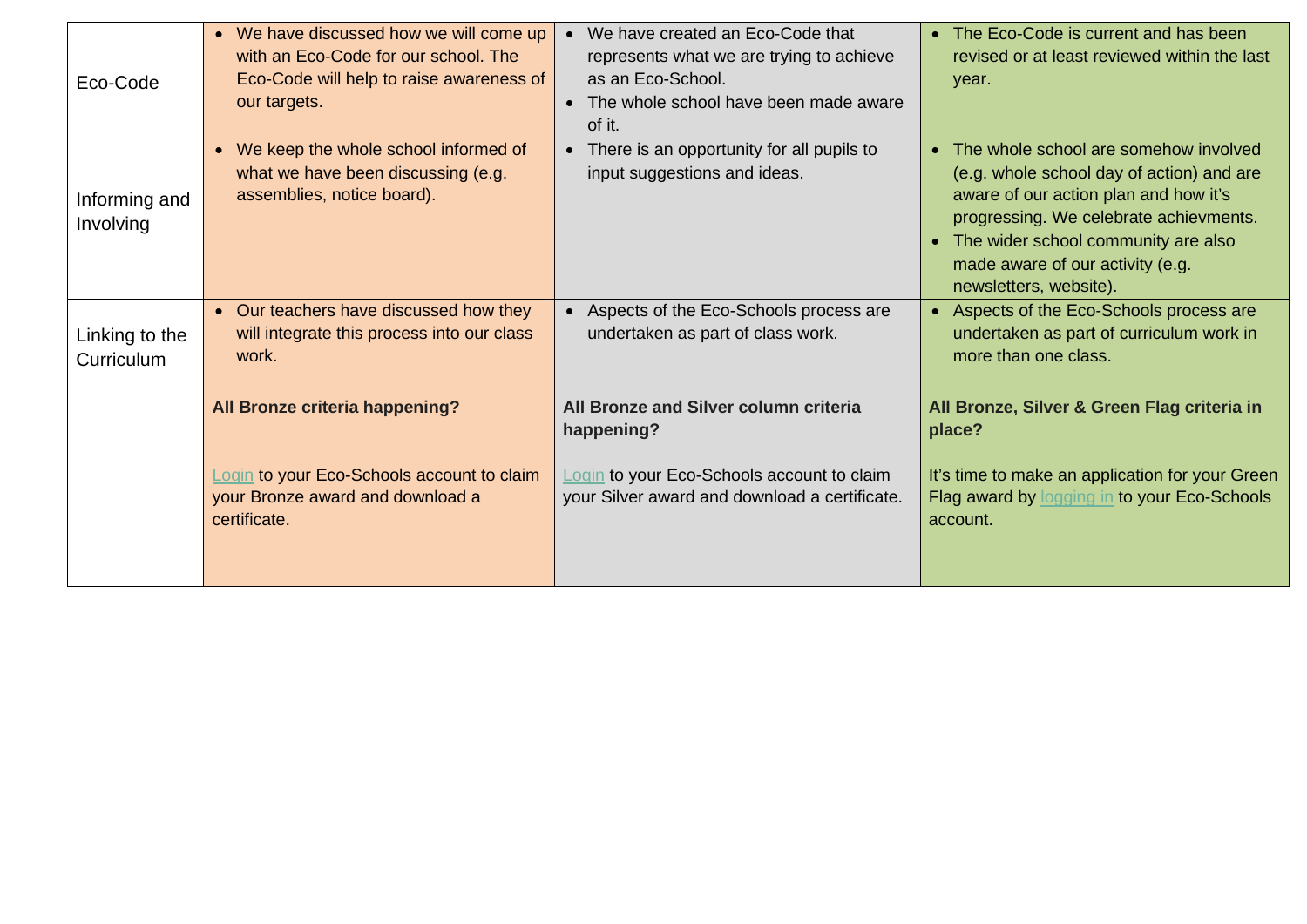| | | | |
|---|---|---|---|
| Eco-Code | • We have discussed how we will come up with an Eco-Code for our school. The Eco-Code will help to raise awareness of our targets. | • We have created an Eco-Code that represents what we are trying to achieve as an Eco-School.<br>• The whole school have been made aware of it. | • The Eco-Code is current and has been revised or at least reviewed within the last year. |
| Informing and Involving | • We keep the whole school informed of what we have been discussing (e.g. assemblies, notice board). | • There is an opportunity for all pupils to input suggestions and ideas. | • The whole school are somehow involved (e.g. whole school day of action) and are aware of our action plan and how it's progressing. We celebrate achievments.<br>• The wider school community are also made aware of our activity (e.g. newsletters, website). |
| Linking to the Curriculum | • Our teachers have discussed how they will integrate this process into our class work. | • Aspects of the Eco-Schools process are undertaken as part of class work. | • Aspects of the Eco-Schools process are undertaken as part of curriculum work in more than one class. |
| | **All Bronze criteria happening?**<br><br>Login to your Eco-Schools account to claim your Bronze award and download a certificate. | **All Bronze and Silver column criteria happening?**<br><br>Login to your Eco-Schools account to claim your Silver award and download a certificate. | **All Bronze, Silver & Green Flag criteria in place?**<br><br>It's time to make an application for your Green Flag award by logging in to your Eco-Schools account. |